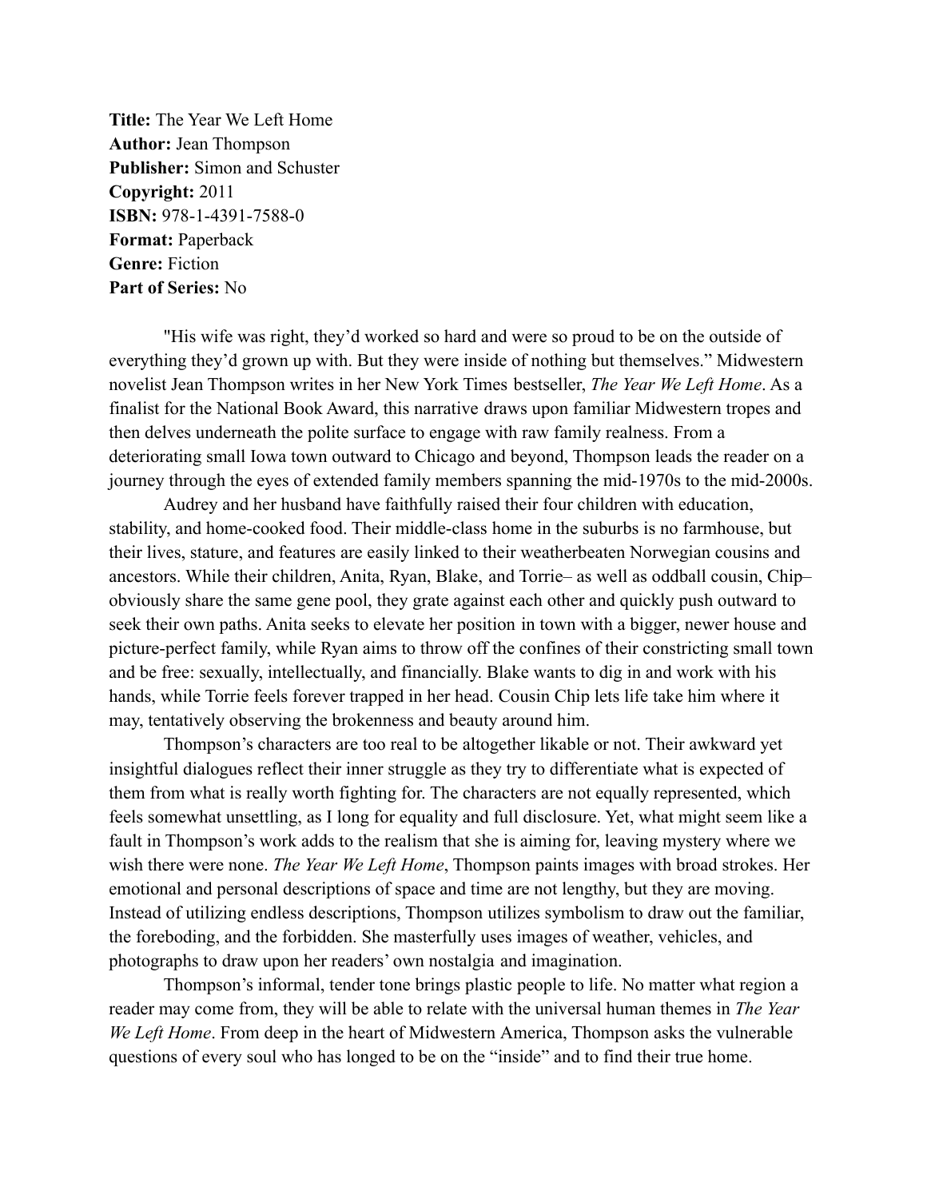**Title:** The Year We Left Home  
**Author:** Jean Thompson  
**Publisher:** Simon and Schuster  
**Copyright:** 2011  
**ISBN:** 978-1-4391-7588-0  
**Format:** Paperback  
**Genre:** Fiction  
**Part of Series:** No

"His wife was right, they'd worked so hard and were so proud to be on the outside of everything they'd grown up with. But they were inside of nothing but themselves." Midwestern novelist Jean Thompson writes in her New York Times bestseller, *The Year We Left Home*. As a finalist for the National Book Award, this narrative draws upon familiar Midwestern tropes and then delves underneath the polite surface to engage with raw family realness. From a deteriorating small Iowa town outward to Chicago and beyond, Thompson leads the reader on a journey through the eyes of extended family members spanning the mid-1970s to the mid-2000s.

Audrey and her husband have faithfully raised their four children with education, stability, and home-cooked food. Their middle-class home in the suburbs is no farmhouse, but their lives, stature, and features are easily linked to their weatherbeaten Norwegian cousins and ancestors. While their children, Anita, Ryan, Blake, and Torrie– as well as oddball cousin, Chip– obviously share the same gene pool, they grate against each other and quickly push outward to seek their own paths. Anita seeks to elevate her position in town with a bigger, newer house and picture-perfect family, while Ryan aims to throw off the confines of their constricting small town and be free: sexually, intellectually, and financially. Blake wants to dig in and work with his hands, while Torrie feels forever trapped in her head. Cousin Chip lets life take him where it may, tentatively observing the brokenness and beauty around him.

Thompson's characters are too real to be altogether likable or not. Their awkward yet insightful dialogues reflect their inner struggle as they try to differentiate what is expected of them from what is really worth fighting for. The characters are not equally represented, which feels somewhat unsettling, as I long for equality and full disclosure. Yet, what might seem like a fault in Thompson's work adds to the realism that she is aiming for, leaving mystery where we wish there were none. *The Year We Left Home*, Thompson paints images with broad strokes. Her emotional and personal descriptions of space and time are not lengthy, but they are moving. Instead of utilizing endless descriptions, Thompson utilizes symbolism to draw out the familiar, the foreboding, and the forbidden. She masterfully uses images of weather, vehicles, and photographs to draw upon her readers' own nostalgia and imagination.

Thompson's informal, tender tone brings plastic people to life. No matter what region a reader may come from, they will be able to relate with the universal human themes in *The Year We Left Home*. From deep in the heart of Midwestern America, Thompson asks the vulnerable questions of every soul who has longed to be on the "inside" and to find their true home.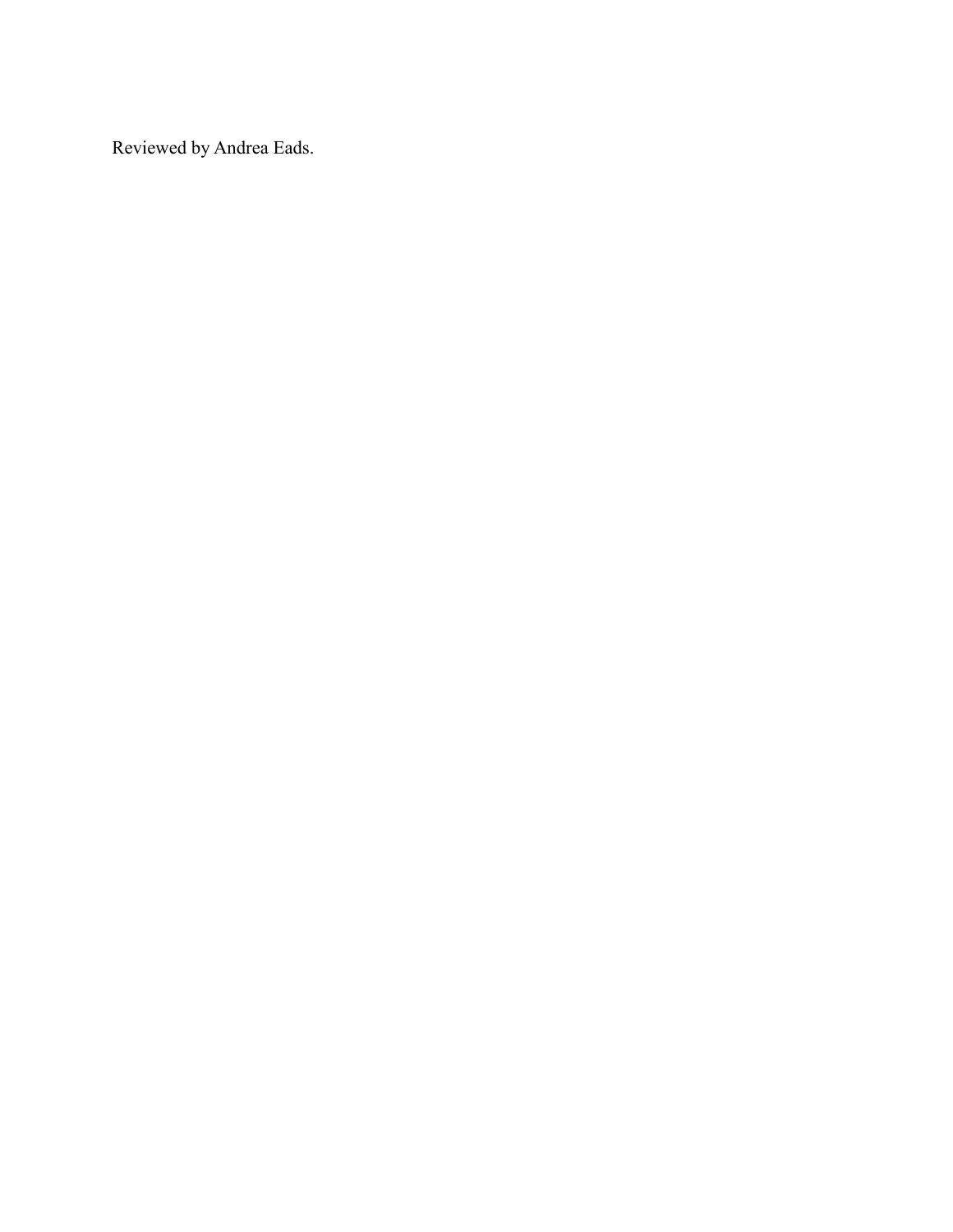Reviewed by Andrea Eads.